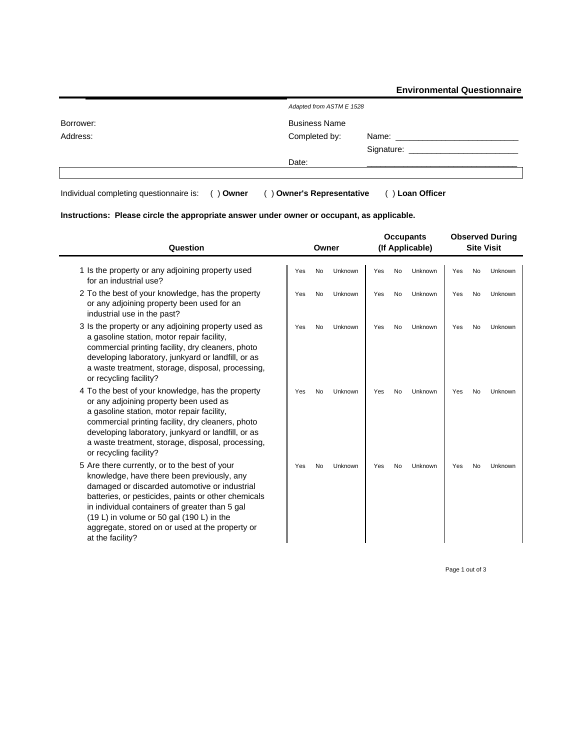# Environmental Questionnaire

*Adapted from ASTM E 1528*

Borrower:

Address:

Business Name

Completed by: Name: ___________________________

Signature: ________________________

Date: _________________________________

Individual completing questionnaire is: ( ) **Owner** ( ) **Owner's Representative** ( ) **Loan Officer**

**Instructions: Please circle the appropriate answer under owner or occupant, as applicable.**

| Question | Owner | | | Occupants (If Applicable) | | | Observed During Site Visit | | |
|---|---|---|---|---|---|---|---|---|---|
| 1 Is the property or any adjoining property used for an industrial use? | Yes | No | Unknown | Yes | No | Unknown | Yes | No | Unknown |
| 2 To the best of your knowledge, has the property or any adjoining property been used for an industrial use in the past? | Yes | No | Unknown | Yes | No | Unknown | Yes | No | Unknown |
| 3 Is the property or any adjoining property used as a gasoline station, motor repair facility, commercial printing facility, dry cleaners, photo developing laboratory, junkyard or landfill, or as a waste treatment, storage, disposal, processing, or recycling facility? | Yes | No | Unknown | Yes | No | Unknown | Yes | No | Unknown |
| 4 To the best of your knowledge, has the property or any adjoining property been used as a gasoline station, motor repair facility, commercial printing facility, dry cleaners, photo developing laboratory, junkyard or landfill, or as a waste treatment, storage, disposal, processing, or recycling facility? | Yes | No | Unknown | Yes | No | Unknown | Yes | No | Unknown |
| 5 Are there currently, or to the best of your knowledge, have there been previously, any damaged or discarded automotive or industrial batteries, or pesticides, paints or other chemicals in individual containers of greater than 5 gal (19 L) in volume or 50 gal (190 L) in the aggregate, stored on or used at the property or at the facility? | Yes | No | Unknown | Yes | No | Unknown | Yes | No | Unknown |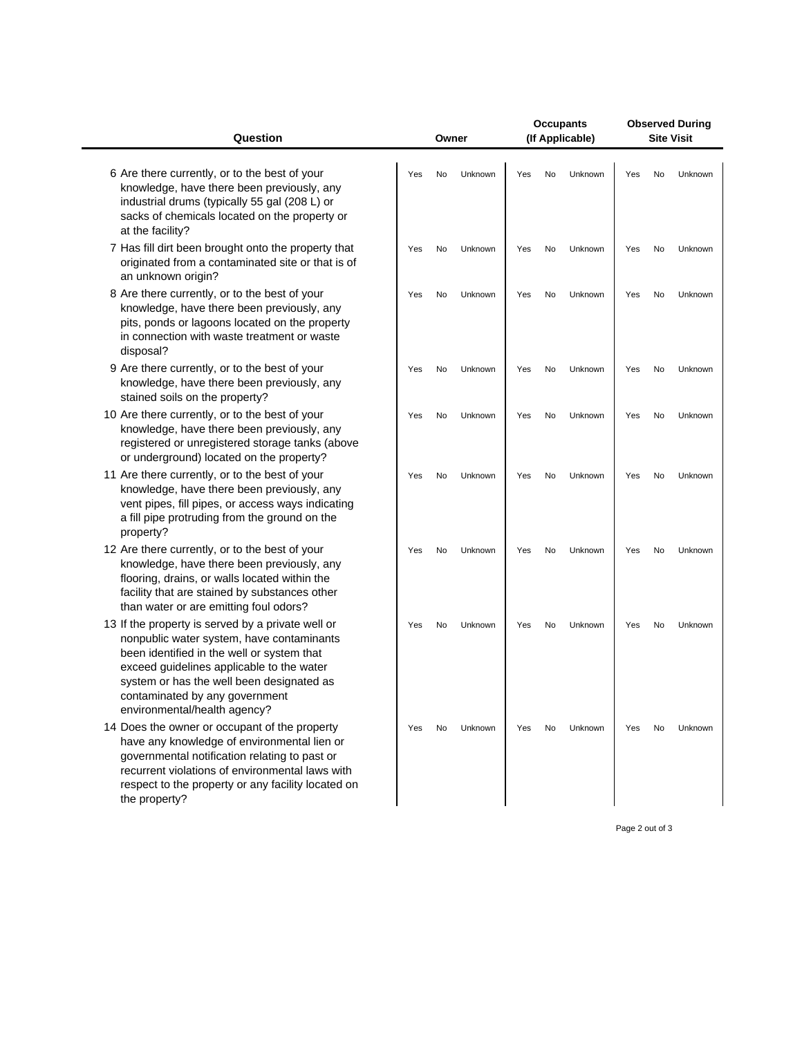| Question | Owner | | | Occupants (If Applicable) | | | Observed During Site Visit | | |
|---|---|---|---|---|---|---|---|---|---|
| 6 Are there currently, or to the best of your knowledge, have there been previously, any industrial drums (typically 55 gal (208 L) or sacks of chemicals located on the property or at the facility? | Yes | No | Unknown | Yes | No | Unknown | Yes | No | Unknown |
| 7 Has fill dirt been brought onto the property that originated from a contaminated site or that is of an unknown origin? | Yes | No | Unknown | Yes | No | Unknown | Yes | No | Unknown |
| 8 Are there currently, or to the best of your knowledge, have there been previously, any pits, ponds or lagoons located on the property in connection with waste treatment or waste disposal? | Yes | No | Unknown | Yes | No | Unknown | Yes | No | Unknown |
| 9 Are there currently, or to the best of your knowledge, have there been previously, any stained soils on the property? | Yes | No | Unknown | Yes | No | Unknown | Yes | No | Unknown |
| 10 Are there currently, or to the best of your knowledge, have there been previously, any registered or unregistered storage tanks (above or underground) located on the property? | Yes | No | Unknown | Yes | No | Unknown | Yes | No | Unknown |
| 11 Are there currently, or to the best of your knowledge, have there been previously, any vent pipes, fill pipes, or access ways indicating a fill pipe protruding from the ground on the property? | Yes | No | Unknown | Yes | No | Unknown | Yes | No | Unknown |
| 12 Are there currently, or to the best of your knowledge, have there been previously, any flooring, drains, or walls located within the facility that are stained by substances other than water or are emitting foul odors? | Yes | No | Unknown | Yes | No | Unknown | Yes | No | Unknown |
| 13 If the property is served by a private well or nonpublic water system, have contaminants been identified in the well or system that exceed guidelines applicable to the water system or has the well been designated as contaminated by any government environmental/health agency? | Yes | No | Unknown | Yes | No | Unknown | Yes | No | Unknown |
| 14 Does the owner or occupant of the property have any knowledge of environmental lien or governmental notification relating to past or recurrent violations of environmental laws with respect to the property or any facility located on the property? | Yes | No | Unknown | Yes | No | Unknown | Yes | No | Unknown |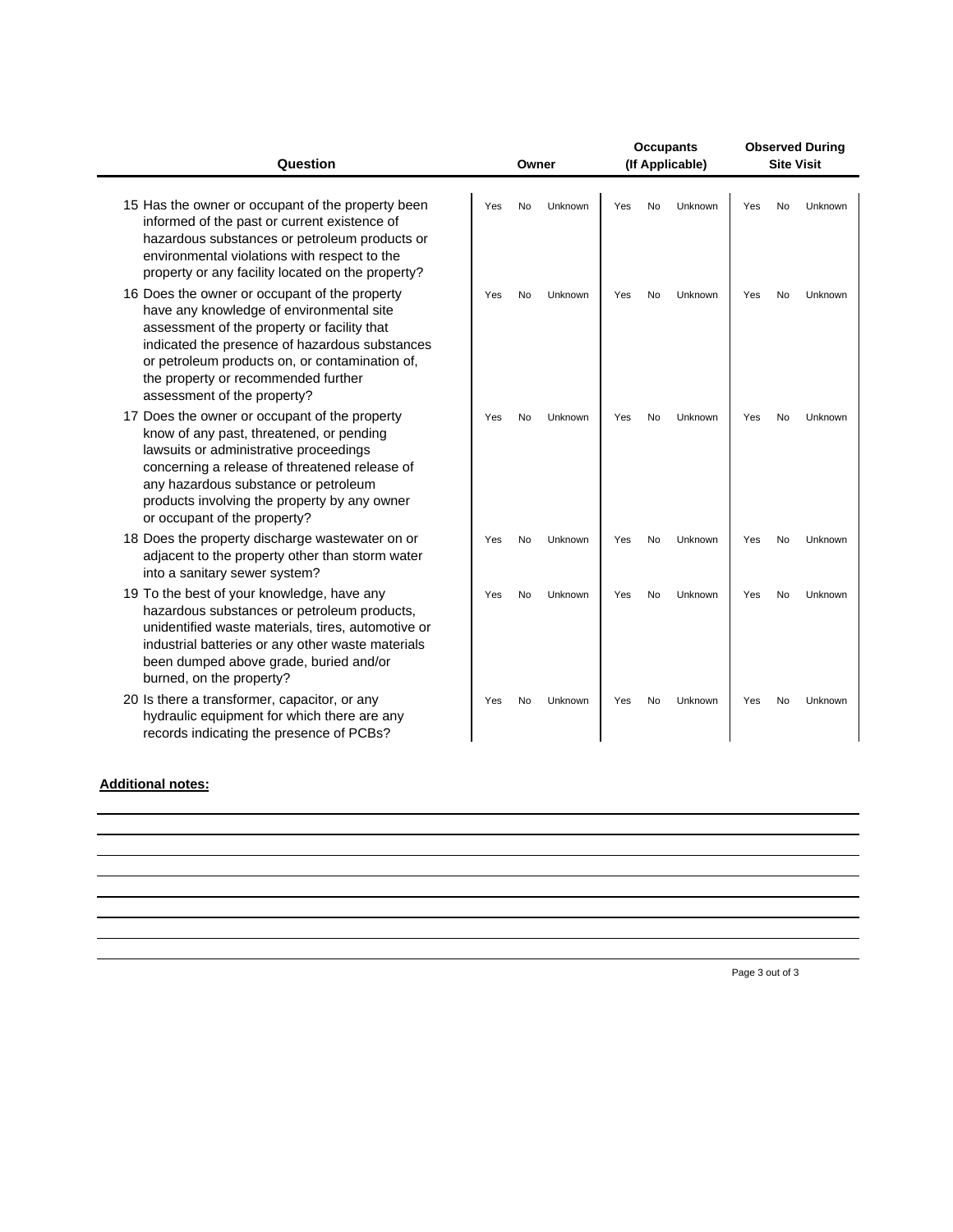| Question | Owner | | | Occupants (If Applicable) | | | Observed During Site Visit | | |
|---|---|---|---|---|---|---|---|---|---|
| 15 Has the owner or occupant of the property been informed of the past or current existence of hazardous substances or petroleum products or environmental violations with respect to the property or any facility located on the property? | Yes | No | Unknown | Yes | No | Unknown | Yes | No | Unknown |
| 16 Does the owner or occupant of the property have any knowledge of environmental site assessment of the property or facility that indicated the presence of hazardous substances or petroleum products on, or contamination of, the property or recommended further assessment of the property? | Yes | No | Unknown | Yes | No | Unknown | Yes | No | Unknown |
| 17 Does the owner or occupant of the property know of any past, threatened, or pending lawsuits or administrative proceedings concerning a release of threatened release of any hazardous substance or petroleum products involving the property by any owner or occupant of the property? | Yes | No | Unknown | Yes | No | Unknown | Yes | No | Unknown |
| 18 Does the property discharge wastewater on or adjacent to the property other than storm water into a sanitary sewer system? | Yes | No | Unknown | Yes | No | Unknown | Yes | No | Unknown |
| 19 To the best of your knowledge, have any hazardous substances or petroleum products, unidentified waste materials, tires, automotive or industrial batteries or any other waste materials been dumped above grade, buried and/or burned, on the property? | Yes | No | Unknown | Yes | No | Unknown | Yes | No | Unknown |
| 20 Is there a transformer, capacitor, or any hydraulic equipment for which there are any records indicating the presence of PCBs? | Yes | No | Unknown | Yes | No | Unknown | Yes | No | Unknown |

**Additional notes:**